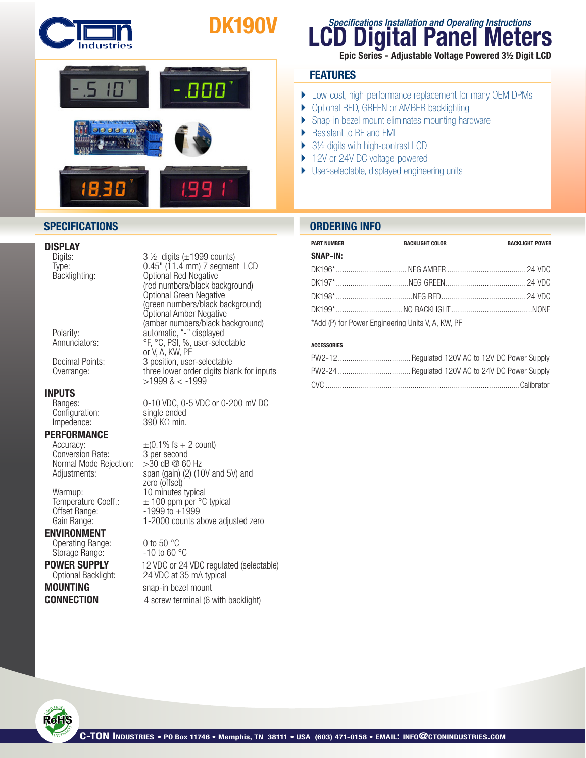# DK190V

*Specifications Installation and Operating Instructions*

# LCD Digital Panel Meters

**Epic Series - Adjustable Voltage Powered 3½ Digit LCD**

## FEATURES

- Low-cost, high-performance replacement for many OEM DPMs
- Optional RED, GREEN or AMBER backlighting
- Snap-in bezel mount eliminates mounting hardware
- Resistant to RF and EMI
- 3½ digits with high-contrast LCD
- 12V or 24V DC voltage-powered
- User-selectable, displayed engineering units

## SPECIFICATIONS

### DISPLAY

| | |
|---|---|
| Digits: | 3 ½ digits (±1999 counts) |
| Type: | 0.45" (11.4 mm) 7 segment LCD |
| Backlighting: | Optional Red Negative (red numbers/black background) Optional Green Negative (green numbers/black background) Optional Amber Negative (amber numbers/black background) |
| Polarity: | automatic, "-" displayed |
| Annunciators: | °F, °C, PSI, %, user-selectable or V, A, KW, PF |
| Decimal Points: | 3 position, user-selectable |
| Overrange: | three lower order digits blank for inputs >1999 & < -1999 |

### INPUTS

| | |
|---|---|
| Ranges: | 0-10 VDC, 0-5 VDC or 0-200 mV DC |
| Configuration: | single ended |
| Impedence: | 390 KΩ min. |

### PERFORMANCE

| | |
|---|---|
| Accuracy: | ±(0.1% fs + 2 count) |
| Conversion Rate: | 3 per second |
| Normal Mode Rejection: | >30 dB @ 60 Hz |
| Adjustments: | span (gain) (2) (10V and 5V) and zero (offset) |
| Warmup: | 10 minutes typical |
| Temperature Coeff.: | ± 100 ppm per °C typical |
| Offset Range: | -1999 to +1999 |
| Gain Range: | 1-2000 counts above adjusted zero |

### ENVIRONMENT

| | |
|---|---|
| Operating Range: | 0 to 50 °C |
| Storage Range: | -10 to 60 °C |

### POWER SUPPLY

| | |
|---|---|
| | 12 VDC or 24 VDC regulated (selectable) |
| Optional Backlight: | 24 VDC at 35 mA typical |

**MOUNTING** snap-in bezel mount

**CONNECTION** 4 screw terminal (6 with backlight)

## ORDERING INFO

| PART NUMBER | BACKLIGHT COLOR | BACKLIGHT POWER |
|---|---|---|
| **SNAP-IN:** | | |
| DK196* | NEG AMBER | 24 VDC |
| DK197* | NEG GREEN | 24 VDC |
| DK198* | NEG RED | 24 VDC |
| DK199* | NO BACKLIGHT | NONE |

*Add (P) for Power Engineering Units V, A, KW, PF

### ACCESSORIES

| | |
|---|---|
| PW2-12 | Regulated 120V AC to 12V DC Power Supply |
| PW2-24 | Regulated 120V AC to 24V DC Power Supply |
| CVC | Calibrator |

C-TON Industries • PO Box 11746 • Memphis, TN 38111 • USA (603) 471-0158 • EMAIL: INFO@CTONINDUSTRIES.COM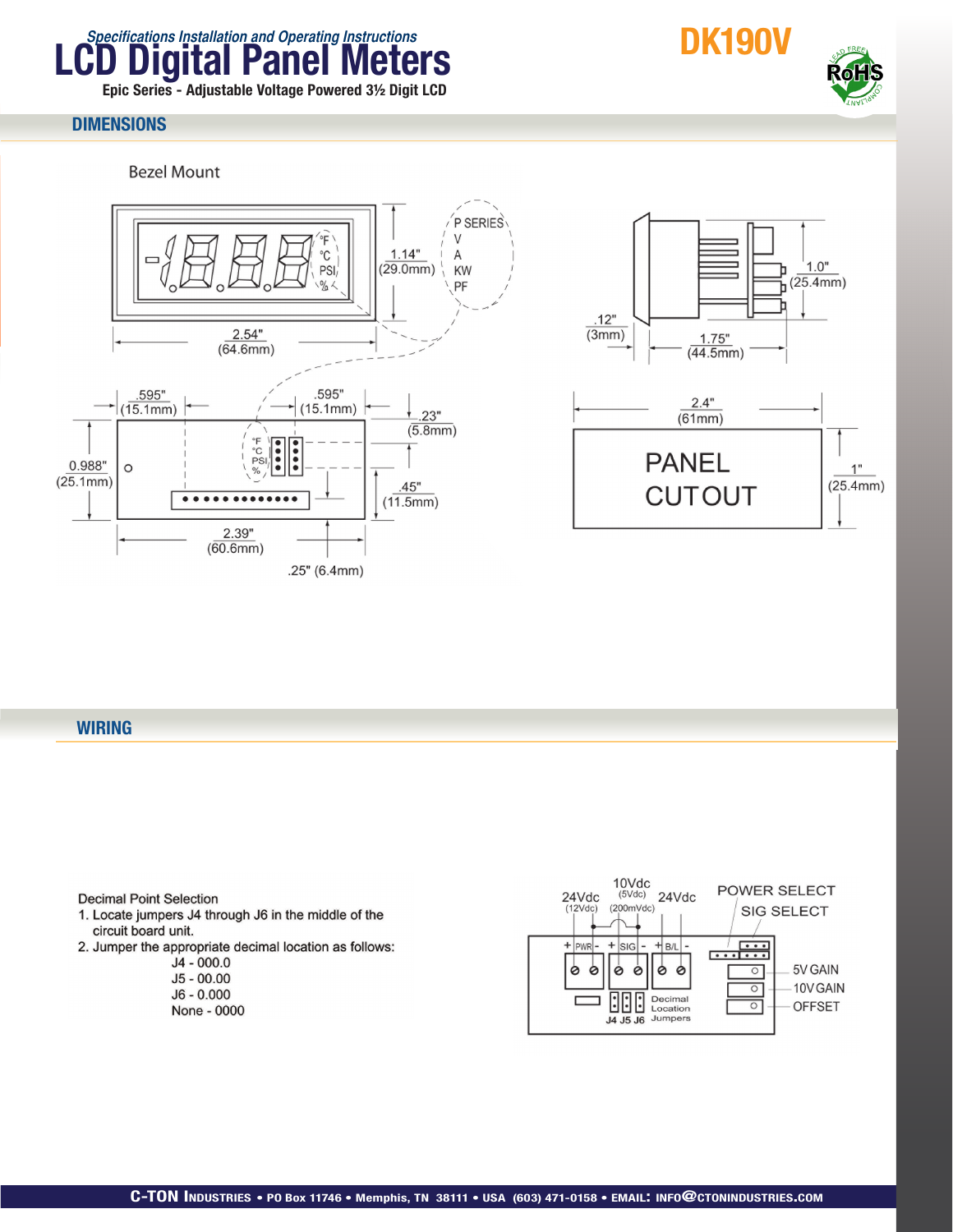*Specifications Installation and Operating Instructions*

# LCD Digital Panel Meters

**Epic Series - Adjustable Voltage Powered 3½ Digit LCD**

**DK190V**

RoHS

## DIMENSIONS

Bezel Mount

-1.8.8.8 °F °C PSI %

P SERIES
V
A
KW
PF

1.14" (29.0mm)

2.54" (64.6mm)

.595" (15.1mm)

.595" (15.1mm)

.23" (5.8mm)

0.988" (25.1mm)

.45" (11.5mm)

2.39" (60.6mm)

.25" (6.4mm)

.12" (3mm)

1.75" (44.5mm)

1.0" (25.4mm)

2.4" (61mm)

PANEL CUTOUT

1" (25.4mm)

## WIRING

Decimal Point Selection

1. Locate jumpers J4 through J6 in the middle of the circuit board unit.
2. Jumper the appropriate decimal location as follows:

   J4 - 000.0
   J5 - 00.00
   J6 - 0.000
   None - 0000

24Vdc (12Vdc)

10Vdc (5Vdc) (200mVdc)

24Vdc

POWER SELECT

SIG SELECT

+ PWR -

+ SIG -

+ B/L -

J4 J5 J6

Decimal Location Jumpers

5V GAIN

10V GAIN

OFFSET